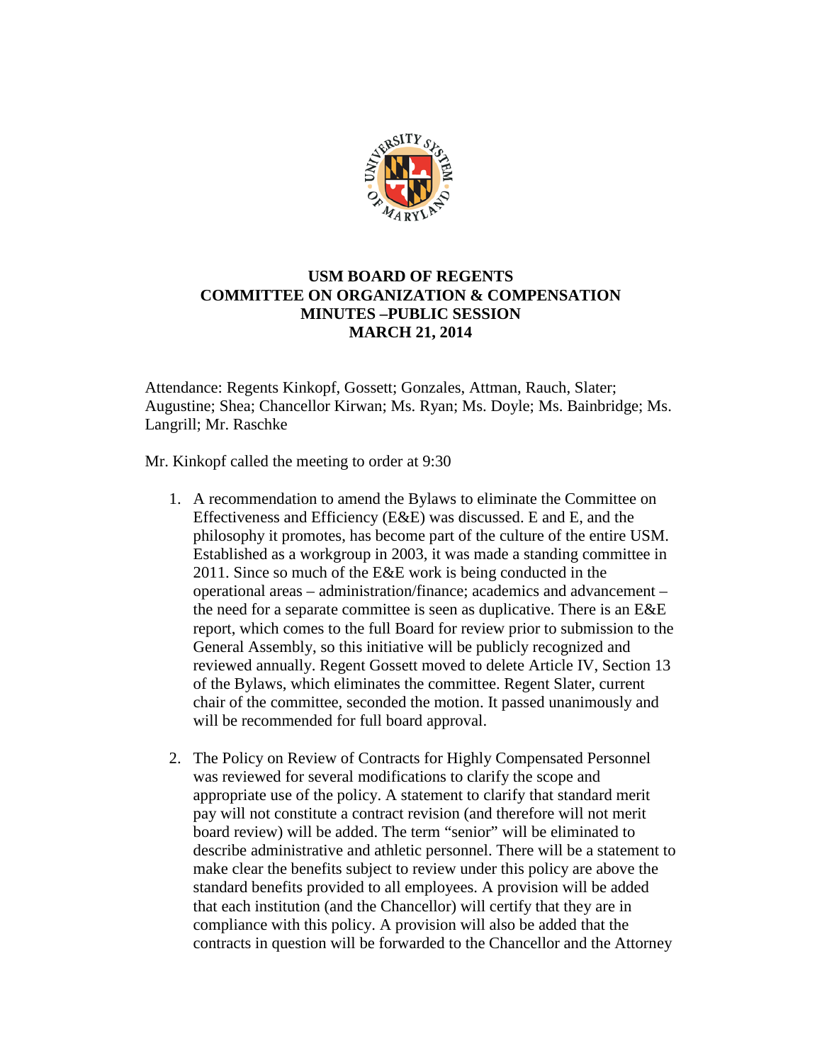# USM BOARD OF REGENTS
## COMMITTEE ON ORGANIZATION & COMPENSATION
## MINUTES –PUBLIC SESSION
## MARCH 21, 2014

Attendance: Regents Kinkopf, Gossett; Gonzales, Attman, Rauch, Slater; Augustine; Shea; Chancellor Kirwan; Ms. Ryan; Ms. Doyle; Ms. Bainbridge; Ms. Langrill; Mr. Raschke

Mr. Kinkopf called the meeting to order at 9:30

1. A recommendation to amend the Bylaws to eliminate the Committee on Effectiveness and Efficiency (E&E) was discussed. E and E, and the philosophy it promotes, has become part of the culture of the entire USM. Established as a workgroup in 2003, it was made a standing committee in 2011. Since so much of the E&E work is being conducted in the operational areas – administration/finance; academics and advancement – the need for a separate committee is seen as duplicative. There is an E&E report, which comes to the full Board for review prior to submission to the General Assembly, so this initiative will be publicly recognized and reviewed annually. Regent Gossett moved to delete Article IV, Section 13 of the Bylaws, which eliminates the committee. Regent Slater, current chair of the committee, seconded the motion. It passed unanimously and will be recommended for full board approval.

2. The Policy on Review of Contracts for Highly Compensated Personnel was reviewed for several modifications to clarify the scope and appropriate use of the policy. A statement to clarify that standard merit pay will not constitute a contract revision (and therefore will not merit board review) will be added. The term "senior" will be eliminated to describe administrative and athletic personnel. There will be a statement to make clear the benefits subject to review under this policy are above the standard benefits provided to all employees. A provision will be added that each institution (and the Chancellor) will certify that they are in compliance with this policy. A provision will also be added that the contracts in question will be forwarded to the Chancellor and the Attorney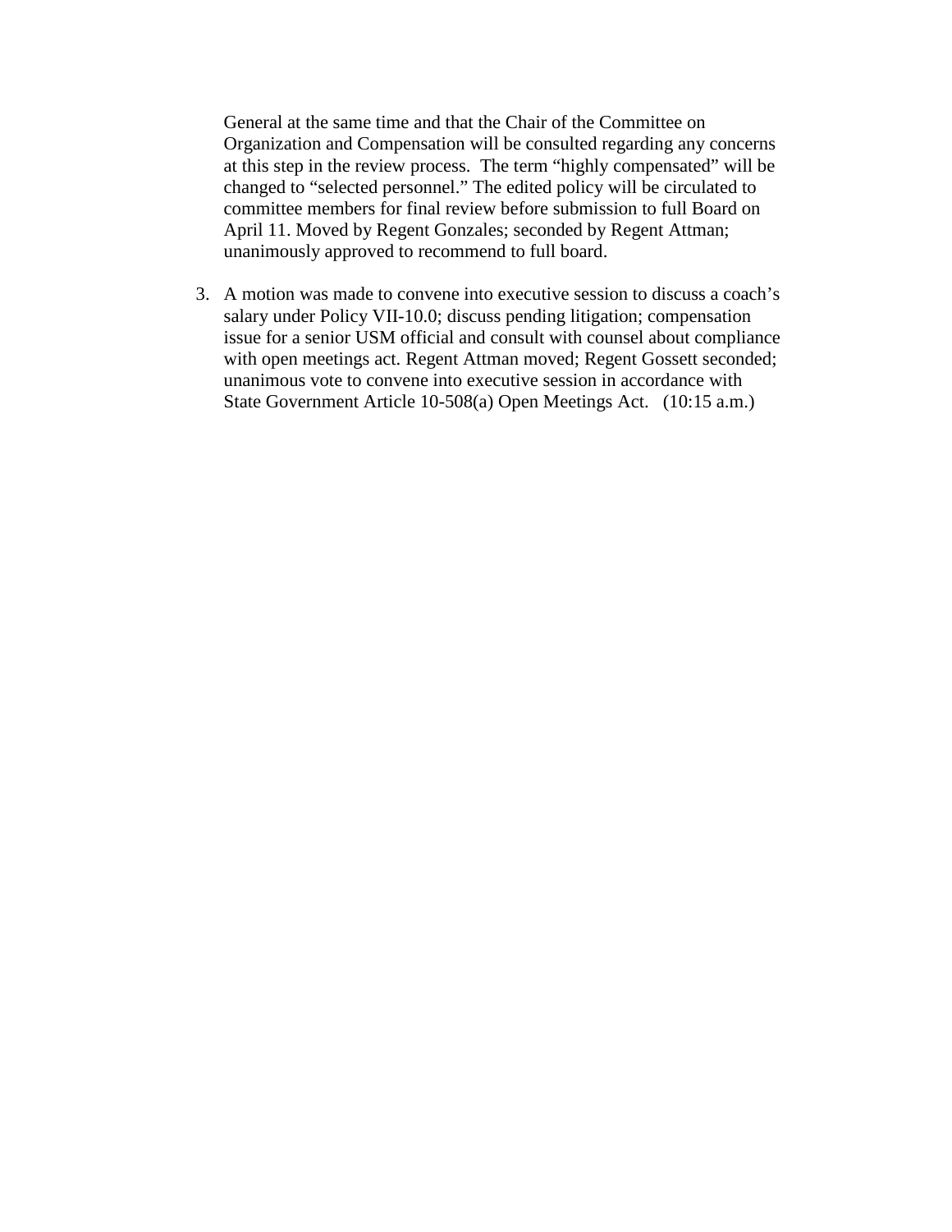General at the same time and that the Chair of the Committee on Organization and Compensation will be consulted regarding any concerns at this step in the review process. The term "highly compensated" will be changed to "selected personnel." The edited policy will be circulated to committee members for final review before submission to full Board on April 11. Moved by Regent Gonzales; seconded by Regent Attman; unanimously approved to recommend to full board.

3. A motion was made to convene into executive session to discuss a coach's salary under Policy VII-10.0; discuss pending litigation; compensation issue for a senior USM official and consult with counsel about compliance with open meetings act. Regent Attman moved; Regent Gossett seconded; unanimous vote to convene into executive session in accordance with State Government Article 10-508(a) Open Meetings Act. (10:15 a.m.)